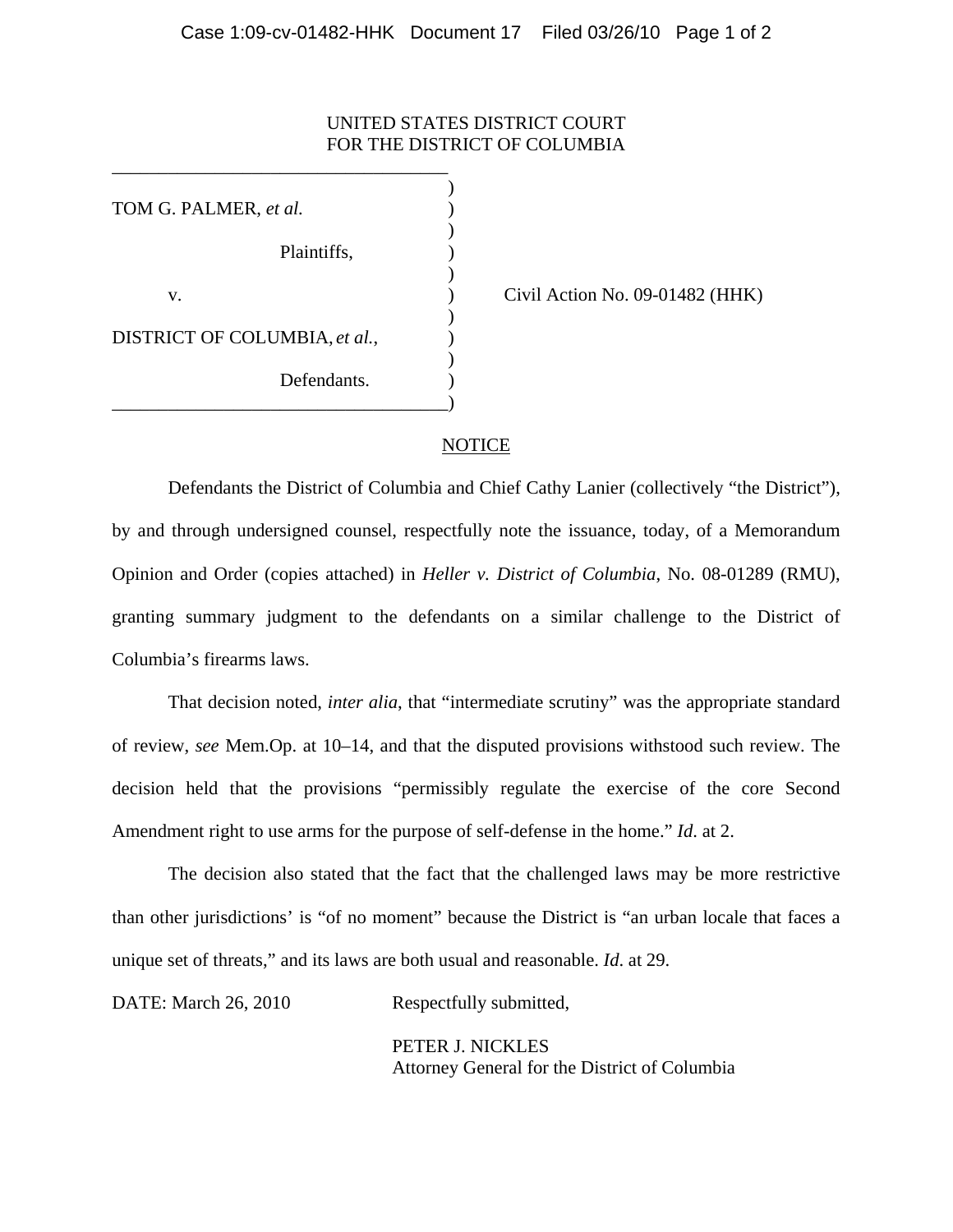UNITED STATES DISTRICT COURT
FOR THE DISTRICT OF COLUMBIA

| | | |
|---|---|---|
| TOM G. PALMER, *et al.* | ) | |
| Plaintiffs, | ) | |
| v. | ) | Civil Action No. 09-01482 (HHK) |
| DISTRICT OF COLUMBIA, *et al.*, | ) | |
| Defendants. | ) | |

## NOTICE

Defendants the District of Columbia and Chief Cathy Lanier (collectively "the District"), by and through undersigned counsel, respectfully note the issuance, today, of a Memorandum Opinion and Order (copies attached) in *Heller v. District of Columbia*, No. 08-01289 (RMU), granting summary judgment to the defendants on a similar challenge to the District of Columbia's firearms laws.

That decision noted, *inter alia*, that "intermediate scrutiny" was the appropriate standard of review, *see* Mem.Op. at 10–14, and that the disputed provisions withstood such review. The decision held that the provisions "permissibly regulate the exercise of the core Second Amendment right to use arms for the purpose of self-defense in the home." *Id.* at 2.

The decision also stated that the fact that the challenged laws may be more restrictive than other jurisdictions' is "of no moment" because the District is "an urban locale that faces a unique set of threats," and its laws are both usual and reasonable. *Id.* at 29.

DATE: March 26, 2010

Respectfully submitted,

PETER J. NICKLES
Attorney General for the District of Columbia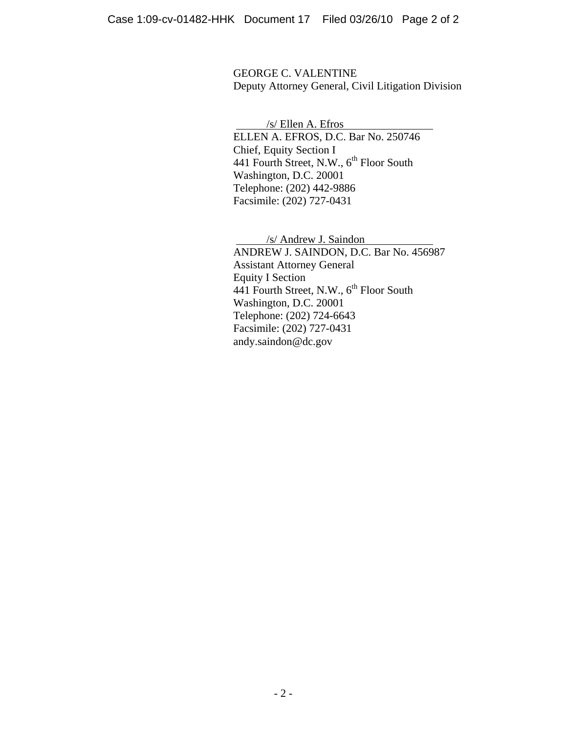GEORGE C. VALENTINE
Deputy Attorney General, Civil Litigation Division

/s/ Ellen A. Efros
ELLEN A. EFROS, D.C. Bar No. 250746
Chief, Equity Section I
441 Fourth Street, N.W., 6th Floor South
Washington, D.C. 20001
Telephone: (202) 442-9886
Facsimile: (202) 727-0431

/s/ Andrew J. Saindon
ANDREW J. SAINDON, D.C. Bar No. 456987
Assistant Attorney General
Equity I Section
441 Fourth Street, N.W., 6th Floor South
Washington, D.C. 20001
Telephone: (202) 724-6643
Facsimile: (202) 727-0431
andy.saindon@dc.gov